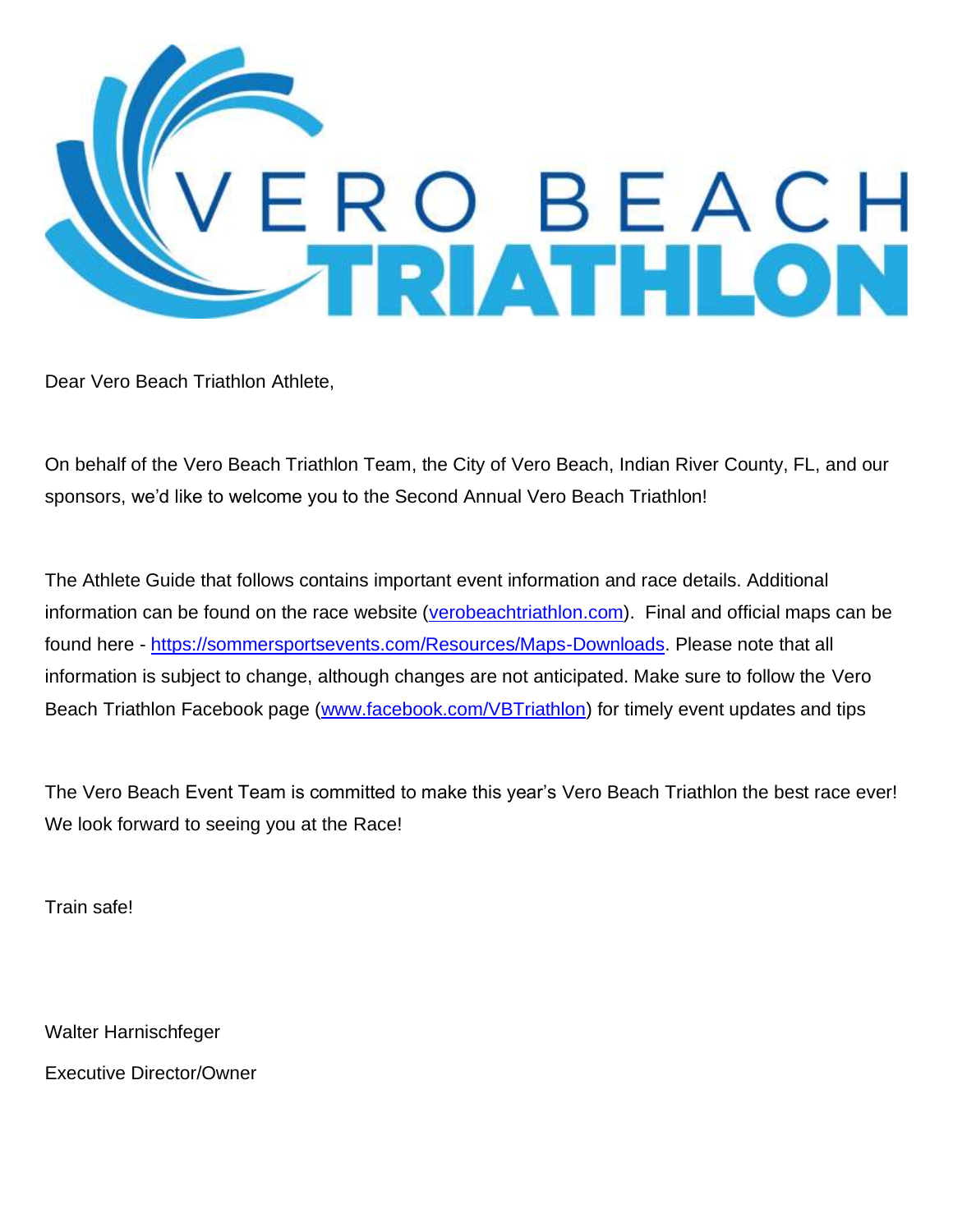# VERO BEACH TRIATHLON

Dear Vero Beach Triathlon Athlete,

On behalf of the Vero Beach Triathlon Team, the City of Vero Beach, Indian River County, FL, and our sponsors, we'd like to welcome you to the Second Annual Vero Beach Triathlon!

The Athlete Guide that follows contains important event information and race details. Additional information can be found on the race website (verobeachtriathlon.com). Final and official maps can be found here - https://sommersportsevents.com/Resources/Maps-Downloads. Please note that all information is subject to change, although changes are not anticipated. Make sure to follow the Vero Beach Triathlon Facebook page (www.facebook.com/VBTriathlon) for timely event updates and tips

The Vero Beach Event Team is committed to make this year's Vero Beach Triathlon the best race ever! We look forward to seeing you at the Race!

Train safe!

Walter Harnischfeger

Executive Director/Owner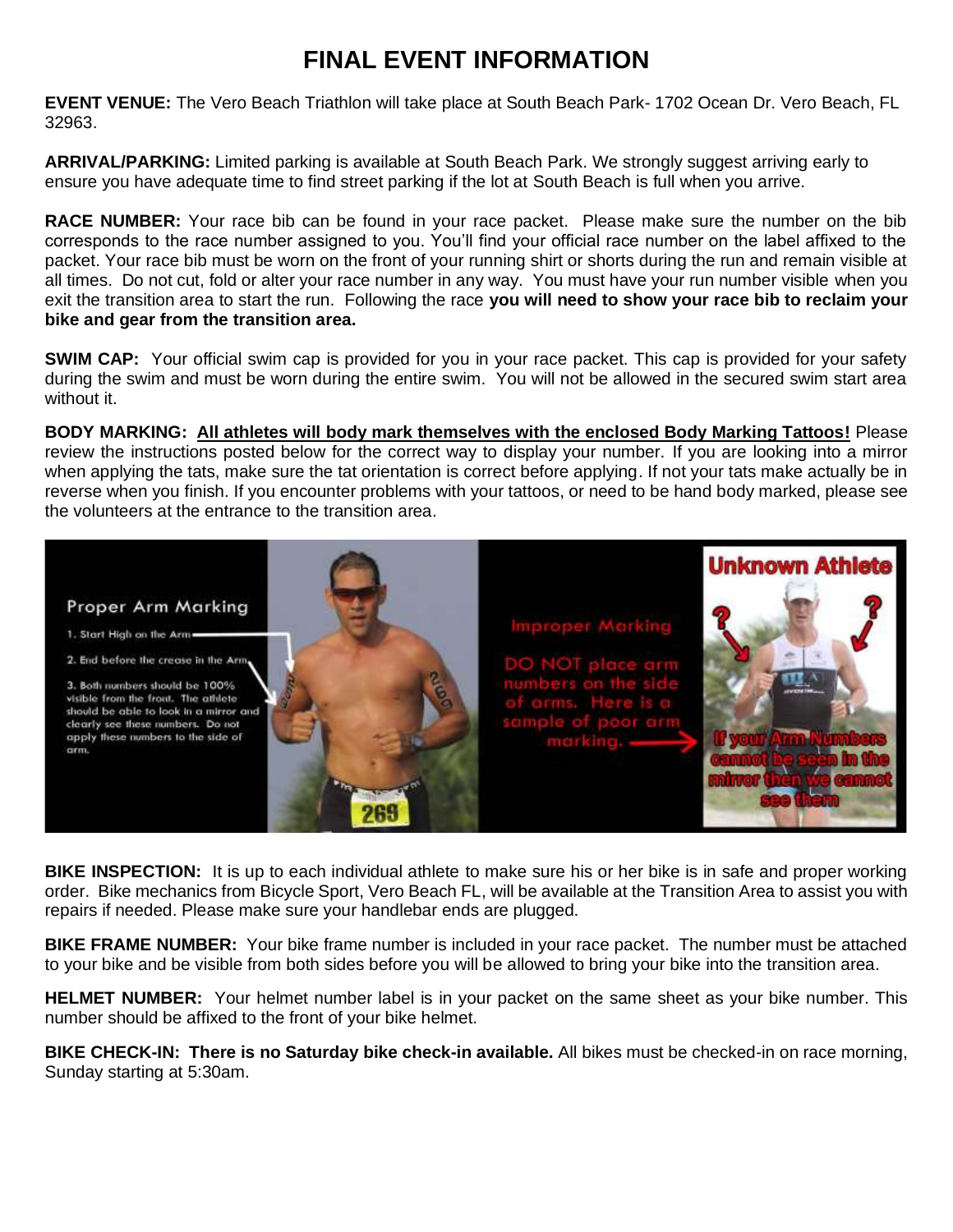# FINAL EVENT INFORMATION

**EVENT VENUE:** The Vero Beach Triathlon will take place at South Beach Park- 1702 Ocean Dr. Vero Beach, FL 32963.

**ARRIVAL/PARKING:** Limited parking is available at South Beach Park. We strongly suggest arriving early to ensure you have adequate time to find street parking if the lot at South Beach is full when you arrive.

**RACE NUMBER:** Your race bib can be found in your race packet. Please make sure the number on the bib corresponds to the race number assigned to you. You'll find your official race number on the label affixed to the packet. Your race bib must be worn on the front of your running shirt or shorts during the run and remain visible at all times. Do not cut, fold or alter your race number in any way. You must have your run number visible when you exit the transition area to start the run. Following the race **you will need to show your race bib to reclaim your bike and gear from the transition area.**

**SWIM CAP:** Your official swim cap is provided for you in your race packet. This cap is provided for your safety during the swim and must be worn during the entire swim. You will not be allowed in the secured swim start area without it.

**BODY MARKING:** **<u>All athletes will body mark themselves with the enclosed Body Marking Tattoos!</u>** Please review the instructions posted below for the correct way to display your number. If you are looking into a mirror when applying the tats, make sure the tat orientation is correct before applying. If not your tats make actually be in reverse when you finish. If you encounter problems with your tattoos, or need to be hand body marked, please see the volunteers at the entrance to the transition area.

Proper Arm Marking

1. Start High on the Arm
2. End before the crease in the Arm
3. Both numbers should be 100% visible from the front. The athlete should be able to look in a mirror and clearly see these numbers. Do not apply these numbers to the side of arm.

Improper Marking

DO NOT place arm numbers on the side of arms. Here is a sample of poor arm marking.

Unknown Athlete

If your Arm Numbers cannot be seen in the mirror then we cannot see them

**BIKE INSPECTION:** It is up to each individual athlete to make sure his or her bike is in safe and proper working order. Bike mechanics from Bicycle Sport, Vero Beach FL, will be available at the Transition Area to assist you with repairs if needed. Please make sure your handlebar ends are plugged.

**BIKE FRAME NUMBER:** Your bike frame number is included in your race packet. The number must be attached to your bike and be visible from both sides before you will be allowed to bring your bike into the transition area.

**HELMET NUMBER:** Your helmet number label is in your packet on the same sheet as your bike number. This number should be affixed to the front of your bike helmet.

**BIKE CHECK-IN:** **There is no Saturday bike check-in available.** All bikes must be checked-in on race morning, Sunday starting at 5:30am.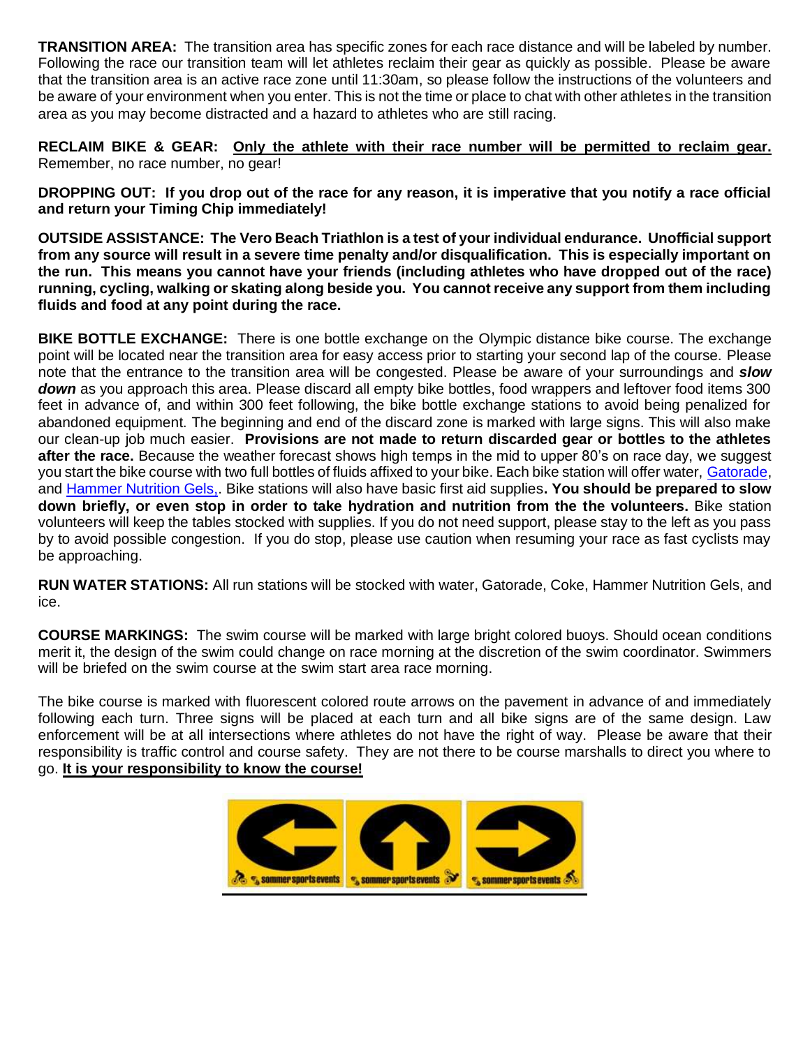**TRANSITION AREA:** The transition area has specific zones for each race distance and will be labeled by number. Following the race our transition team will let athletes reclaim their gear as quickly as possible. Please be aware that the transition area is an active race zone until 11:30am, so please follow the instructions of the volunteers and be aware of your environment when you enter. This is not the time or place to chat with other athletes in the transition area as you may become distracted and a hazard to athletes who are still racing.

**RECLAIM BIKE & GEAR:** **Only the athlete with their race number will be permitted to reclaim gear.** Remember, no race number, no gear!

**DROPPING OUT: If you drop out of the race for any reason, it is imperative that you notify a race official and return your Timing Chip immediately!**

**OUTSIDE ASSISTANCE: The Vero Beach Triathlon is a test of your individual endurance. Unofficial support from any source will result in a severe time penalty and/or disqualification. This is especially important on the run. This means you cannot have your friends (including athletes who have dropped out of the race) running, cycling, walking or skating along beside you. You cannot receive any support from them including fluids and food at any point during the race.**

**BIKE BOTTLE EXCHANGE:** There is one bottle exchange on the Olympic distance bike course. The exchange point will be located near the transition area for easy access prior to starting your second lap of the course. Please note that the entrance to the transition area will be congested. Please be aware of your surroundings and ***slow down*** as you approach this area. Please discard all empty bike bottles, food wrappers and leftover food items 300 feet in advance of, and within 300 feet following, the bike bottle exchange stations to avoid being penalized for abandoned equipment. The beginning and end of the discard zone is marked with large signs. This will also make our clean-up job much easier. **Provisions are not made to return discarded gear or bottles to the athletes after the race.** Because the weather forecast shows high temps in the mid to upper 80's on race day, we suggest you start the bike course with two full bottles of fluids affixed to your bike. Each bike station will offer water, Gatorade, and Hammer Nutrition Gels,. Bike stations will also have basic first aid supplies**. You should be prepared to slow down briefly, or even stop in order to take hydration and nutrition from the the volunteers.** Bike station volunteers will keep the tables stocked with supplies. If you do not need support, please stay to the left as you pass by to avoid possible congestion. If you do stop, please use caution when resuming your race as fast cyclists may be approaching.

**RUN WATER STATIONS:** All run stations will be stocked with water, Gatorade, Coke, Hammer Nutrition Gels, and ice.

**COURSE MARKINGS:** The swim course will be marked with large bright colored buoys. Should ocean conditions merit it, the design of the swim could change on race morning at the discretion of the swim coordinator. Swimmers will be briefed on the swim course at the swim start area race morning.

The bike course is marked with fluorescent colored route arrows on the pavement in advance of and immediately following each turn. Three signs will be placed at each turn and all bike signs are of the same design. Law enforcement will be at all intersections where athletes do not have the right of way. Please be aware that their responsibility is traffic control and course safety. They are not there to be course marshalls to direct you where to go. **It is your responsibility to know the course!**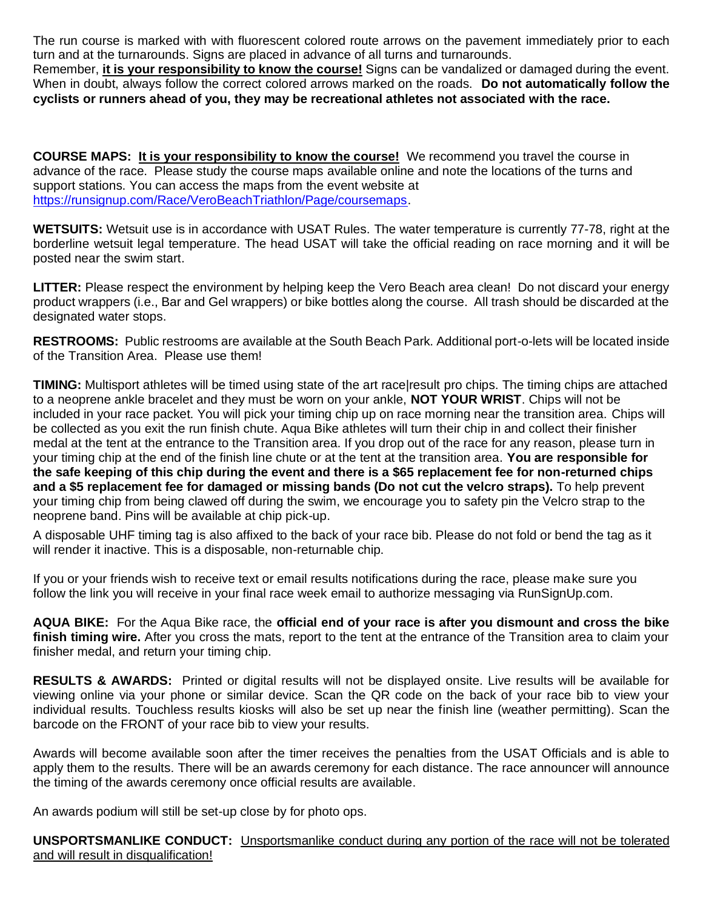The run course is marked with with fluorescent colored route arrows on the pavement immediately prior to each turn and at the turnarounds. Signs are placed in advance of all turns and turnarounds.
Remember, **it is your responsibility to know the course!** Signs can be vandalized or damaged during the event. When in doubt, always follow the correct colored arrows marked on the roads. **Do not automatically follow the cyclists or runners ahead of you, they may be recreational athletes not associated with the race.**

**COURSE MAPS:** **It is your responsibility to know the course!** We recommend you travel the course in advance of the race. Please study the course maps available online and note the locations of the turns and support stations. You can access the maps from the event website at https://runsignup.com/Race/VeroBeachTriathlon/Page/coursemaps.

**WETSUITS:** Wetsuit use is in accordance with USAT Rules. The water temperature is currently 77-78, right at the borderline wetsuit legal temperature. The head USAT will take the official reading on race morning and it will be posted near the swim start.

**LITTER:** Please respect the environment by helping keep the Vero Beach area clean! Do not discard your energy product wrappers (i.e., Bar and Gel wrappers) or bike bottles along the course. All trash should be discarded at the designated water stops.

**RESTROOMS:** Public restrooms are available at the South Beach Park. Additional port-o-lets will be located inside of the Transition Area. Please use them!

**TIMING:** Multisport athletes will be timed using state of the art race|result pro chips. The timing chips are attached to a neoprene ankle bracelet and they must be worn on your ankle, **NOT YOUR WRIST**. Chips will not be included in your race packet. You will pick your timing chip up on race morning near the transition area. Chips will be collected as you exit the run finish chute. Aqua Bike athletes will turn their chip in and collect their finisher medal at the tent at the entrance to the Transition area. If you drop out of the race for any reason, please turn in your timing chip at the end of the finish line chute or at the tent at the transition area. **You are responsible for the safe keeping of this chip during the event and there is a $65 replacement fee for non-returned chips and a $5 replacement fee for damaged or missing bands (Do not cut the velcro straps).** To help prevent your timing chip from being clawed off during the swim, we encourage you to safety pin the Velcro strap to the neoprene band. Pins will be available at chip pick-up.

A disposable UHF timing tag is also affixed to the back of your race bib. Please do not fold or bend the tag as it will render it inactive. This is a disposable, non-returnable chip.

If you or your friends wish to receive text or email results notifications during the race, please make sure you follow the link you will receive in your final race week email to authorize messaging via RunSignUp.com.

**AQUA BIKE:** For the Aqua Bike race, the **official end of your race is after you dismount and cross the bike finish timing wire.** After you cross the mats, report to the tent at the entrance of the Transition area to claim your finisher medal, and return your timing chip.

**RESULTS & AWARDS:** Printed or digital results will not be displayed onsite. Live results will be available for viewing online via your phone or similar device. Scan the QR code on the back of your race bib to view your individual results. Touchless results kiosks will also be set up near the finish line (weather permitting). Scan the barcode on the FRONT of your race bib to view your results.

Awards will become available soon after the timer receives the penalties from the USAT Officials and is able to apply them to the results. There will be an awards ceremony for each distance. The race announcer will announce the timing of the awards ceremony once official results are available.

An awards podium will still be set-up close by for photo ops.

**UNSPORTSMANLIKE CONDUCT:** Unsportsmanlike conduct during any portion of the race will not be tolerated and will result in disqualification!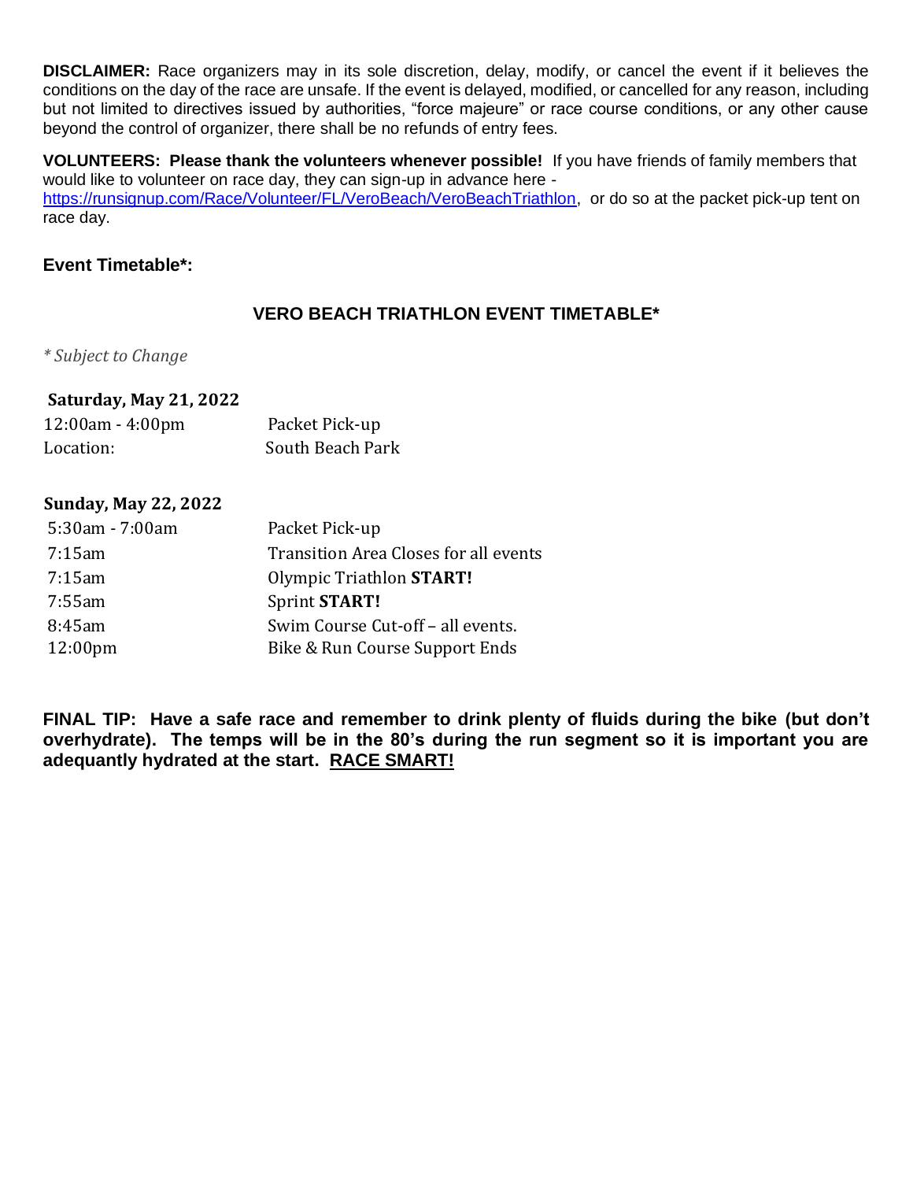**DISCLAIMER:** Race organizers may in its sole discretion, delay, modify, or cancel the event if it believes the conditions on the day of the race are unsafe. If the event is delayed, modified, or cancelled for any reason, including but not limited to directives issued by authorities, "force majeure" or race course conditions, or any other cause beyond the control of organizer, there shall be no refunds of entry fees.

**VOLUNTEERS: Please thank the volunteers whenever possible!** If you have friends of family members that would like to volunteer on race day, they can sign-up in advance here - https://runsignup.com/Race/Volunteer/FL/VeroBeach/VeroBeachTriathlon, or do so at the packet pick-up tent on race day.

**Event Timetable*:**

## VERO BEACH TRIATHLON EVENT TIMETABLE*

*\* Subject to Change*

**Saturday, May 21, 2022**

| | |
|---|---|
| 12:00am - 4:00pm | Packet Pick-up |
| Location: | South Beach Park |

**Sunday, May 22, 2022**

| | |
|---|---|
| 5:30am - 7:00am | Packet Pick-up |
| 7:15am | Transition Area Closes for all events |
| 7:15am | Olympic Triathlon **START!** |
| 7:55am | Sprint **START!** |
| 8:45am | Swim Course Cut-off – all events. |
| 12:00pm | Bike & Run Course Support Ends |

**FINAL TIP: Have a safe race and remember to drink plenty of fluids during the bike (but don't overhydrate). The temps will be in the 80's during the run segment so it is important you are adequantly hydrated at the start. <u>RACE SMART!</u>**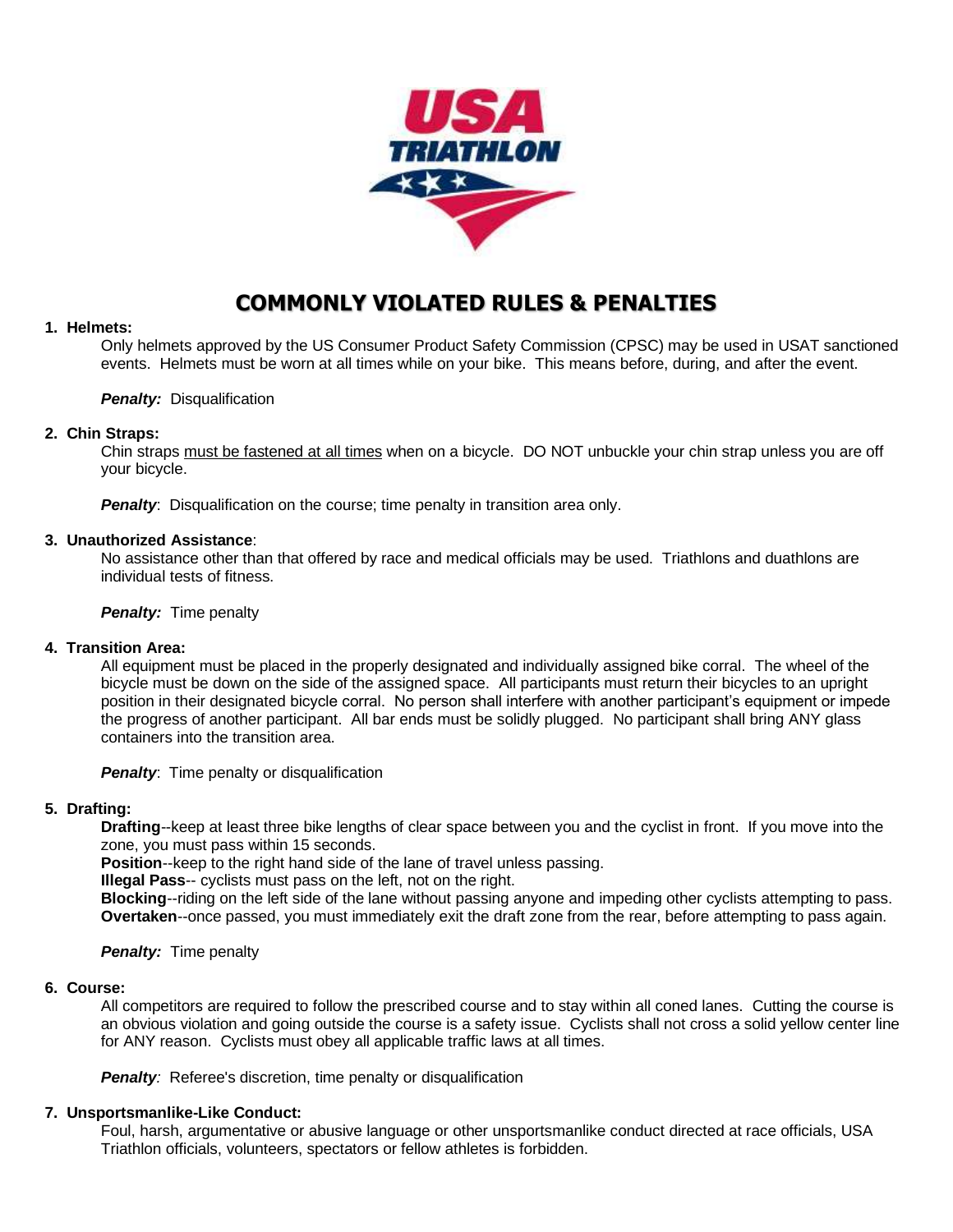# COMMONLY VIOLATED RULES & PENALTIES

1. **Helmets:**

   Only helmets approved by the US Consumer Product Safety Commission (CPSC) may be used in USAT sanctioned events. Helmets must be worn at all times while on your bike. This means before, during, and after the event.

   ***Penalty:*** Disqualification

2. **Chin Straps:**

   Chin straps <u>must be fastened at all times</u> when on a bicycle. DO NOT unbuckle your chin strap unless you are off your bicycle.

   ***Penalty***: Disqualification on the course; time penalty in transition area only.

3. **Unauthorized Assistance**:

   No assistance other than that offered by race and medical officials may be used. Triathlons and duathlons are individual tests of fitness.

   ***Penalty:*** Time penalty

4. **Transition Area:**

   All equipment must be placed in the properly designated and individually assigned bike corral. The wheel of the bicycle must be down on the side of the assigned space. All participants must return their bicycles to an upright position in their designated bicycle corral. No person shall interfere with another participant's equipment or impede the progress of another participant. All bar ends must be solidly plugged. No participant shall bring ANY glass containers into the transition area.

   ***Penalty***: Time penalty or disqualification

5. **Drafting:**

   **Drafting**--keep at least three bike lengths of clear space between you and the cyclist in front. If you move into the zone, you must pass within 15 seconds.
   **Position**--keep to the right hand side of the lane of travel unless passing.
   **Illegal Pass**-- cyclists must pass on the left, not on the right.
   **Blocking**--riding on the left side of the lane without passing anyone and impeding other cyclists attempting to pass.
   **Overtaken**--once passed, you must immediately exit the draft zone from the rear, before attempting to pass again.

   ***Penalty:*** Time penalty

6. **Course:**

   All competitors are required to follow the prescribed course and to stay within all coned lanes. Cutting the course is an obvious violation and going outside the course is a safety issue. Cyclists shall not cross a solid yellow center line for ANY reason. Cyclists must obey all applicable traffic laws at all times.

   ***Penalty****:* Referee's discretion, time penalty or disqualification

7. **Unsportsmanlike-Like Conduct:**

   Foul, harsh, argumentative or abusive language or other unsportsmanlike conduct directed at race officials, USA Triathlon officials, volunteers, spectators or fellow athletes is forbidden.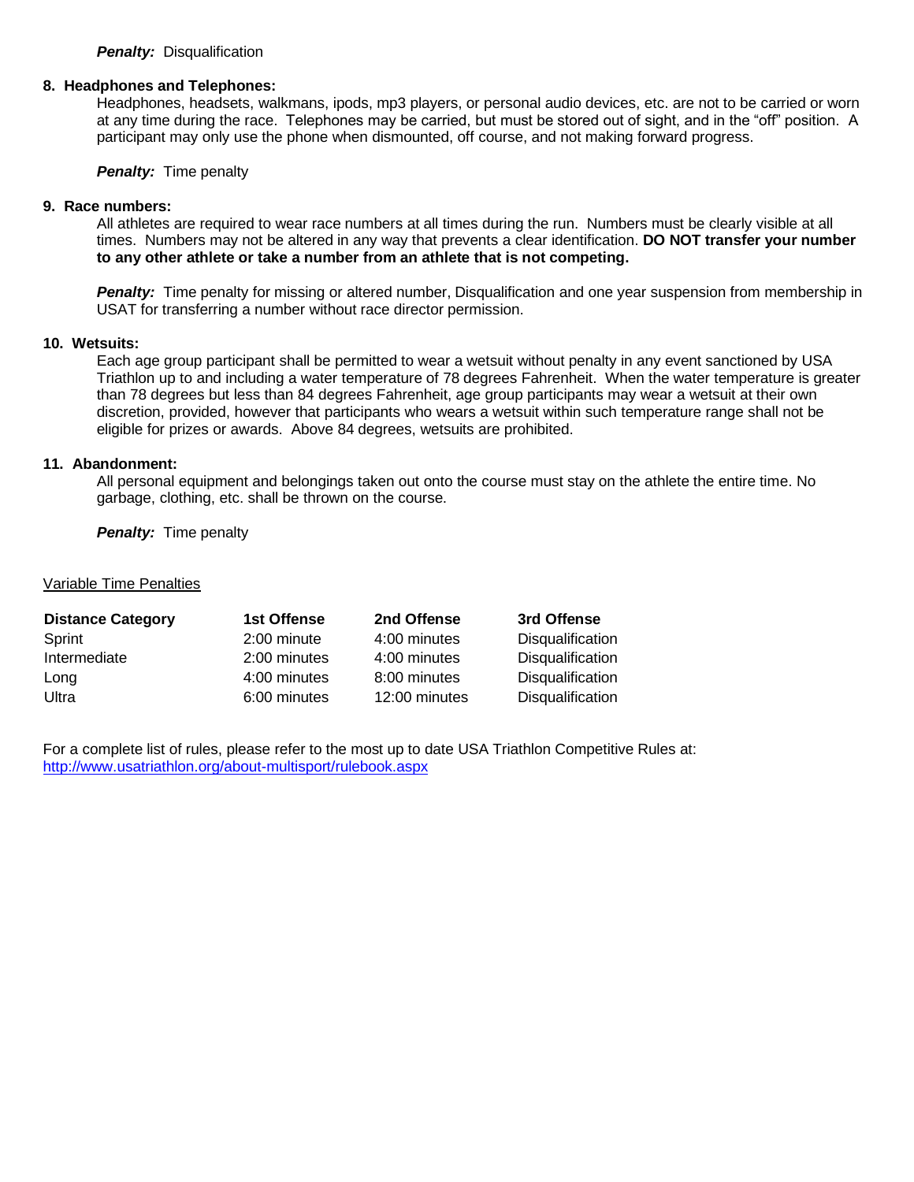***Penalty:*** Disqualification

**8. Headphones and Telephones:**

Headphones, headsets, walkmans, ipods, mp3 players, or personal audio devices, etc. are not to be carried or worn at any time during the race. Telephones may be carried, but must be stored out of sight, and in the "off" position. A participant may only use the phone when dismounted, off course, and not making forward progress.

***Penalty:*** Time penalty

**9. Race numbers:**

All athletes are required to wear race numbers at all times during the run. Numbers must be clearly visible at all times. Numbers may not be altered in any way that prevents a clear identification. **DO NOT transfer your number to any other athlete or take a number from an athlete that is not competing.**

***Penalty:*** Time penalty for missing or altered number, Disqualification and one year suspension from membership in USAT for transferring a number without race director permission.

**10. Wetsuits:**

Each age group participant shall be permitted to wear a wetsuit without penalty in any event sanctioned by USA Triathlon up to and including a water temperature of 78 degrees Fahrenheit. When the water temperature is greater than 78 degrees but less than 84 degrees Fahrenheit, age group participants may wear a wetsuit at their own discretion, provided, however that participants who wears a wetsuit within such temperature range shall not be eligible for prizes or awards. Above 84 degrees, wetsuits are prohibited.

**11. Abandonment:**

All personal equipment and belongings taken out onto the course must stay on the athlete the entire time. No garbage, clothing, etc. shall be thrown on the course.

***Penalty:*** Time penalty

Variable Time Penalties

| **Distance Category** | **1st Offense** | **2nd Offense** | **3rd Offense** |
|---|---|---|---|
| Sprint | 2:00 minute | 4:00 minutes | Disqualification |
| Intermediate | 2:00 minutes | 4:00 minutes | Disqualification |
| Long | 4:00 minutes | 8:00 minutes | Disqualification |
| Ultra | 6:00 minutes | 12:00 minutes | Disqualification |

For a complete list of rules, please refer to the most up to date USA Triathlon Competitive Rules at: http://www.usatriathlon.org/about-multisport/rulebook.aspx